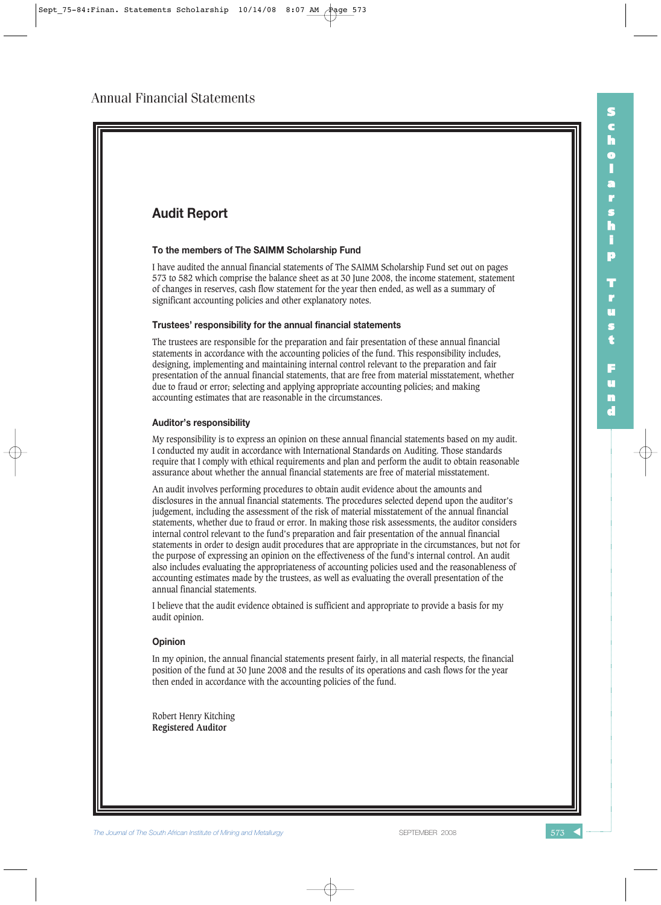# Annual Financial Statements

## Audit Report

### To the members of The SAIMM Scholarship Fund

I have audited the annual financial statements of The SAIMM Scholarship Fund set out on pages 573 to 582 which comprise the balance sheet as at 30 June 2008, the income statement, statement of changes in reserves, cash flow statement for the year then ended, as well as a summary of significant accounting policies and other explanatory notes.

### Trustees' responsibility for the annual financial statements

The trustees are responsible for the preparation and fair presentation of these annual financial statements in accordance with the accounting policies of the fund. This responsibility includes, designing, implementing and maintaining internal control relevant to the preparation and fair presentation of the annual financial statements, that are free from material misstatement, whether due to fraud or error; selecting and applying appropriate accounting policies; and making accounting estimates that are reasonable in the circumstances.

### Auditor's responsibility

My responsibility is to express an opinion on these annual financial statements based on my audit. I conducted my audit in accordance with International Standards on Auditing. Those standards require that I comply with ethical requirements and plan and perform the audit to obtain reasonable assurance about whether the annual financial statements are free of material misstatement.

An audit involves performing procedures to obtain audit evidence about the amounts and disclosures in the annual financial statements. The procedures selected depend upon the auditor's judgement, including the assessment of the risk of material misstatement of the annual financial statements, whether due to fraud or error. In making those risk assessments, the auditor considers internal control relevant to the fund's preparation and fair presentation of the annual financial statements in order to design audit procedures that are appropriate in the circumstances, but not for the purpose of expressing an opinion on the effectiveness of the fund's internal control. An audit also includes evaluating the appropriateness of accounting policies used and the reasonableness of accounting estimates made by the trustees, as well as evaluating the overall presentation of the annual financial statements.

I believe that the audit evidence obtained is sufficient and appropriate to provide a basis for my audit opinion.

### Opinion

In my opinion, the annual financial statements present fairly, in all material respects, the financial position of the fund at 30 June 2008 and the results of its operations and cash flows for the year then ended in accordance with the accounting policies of the fund.

Robert Henry Kitching
**Registered Auditor**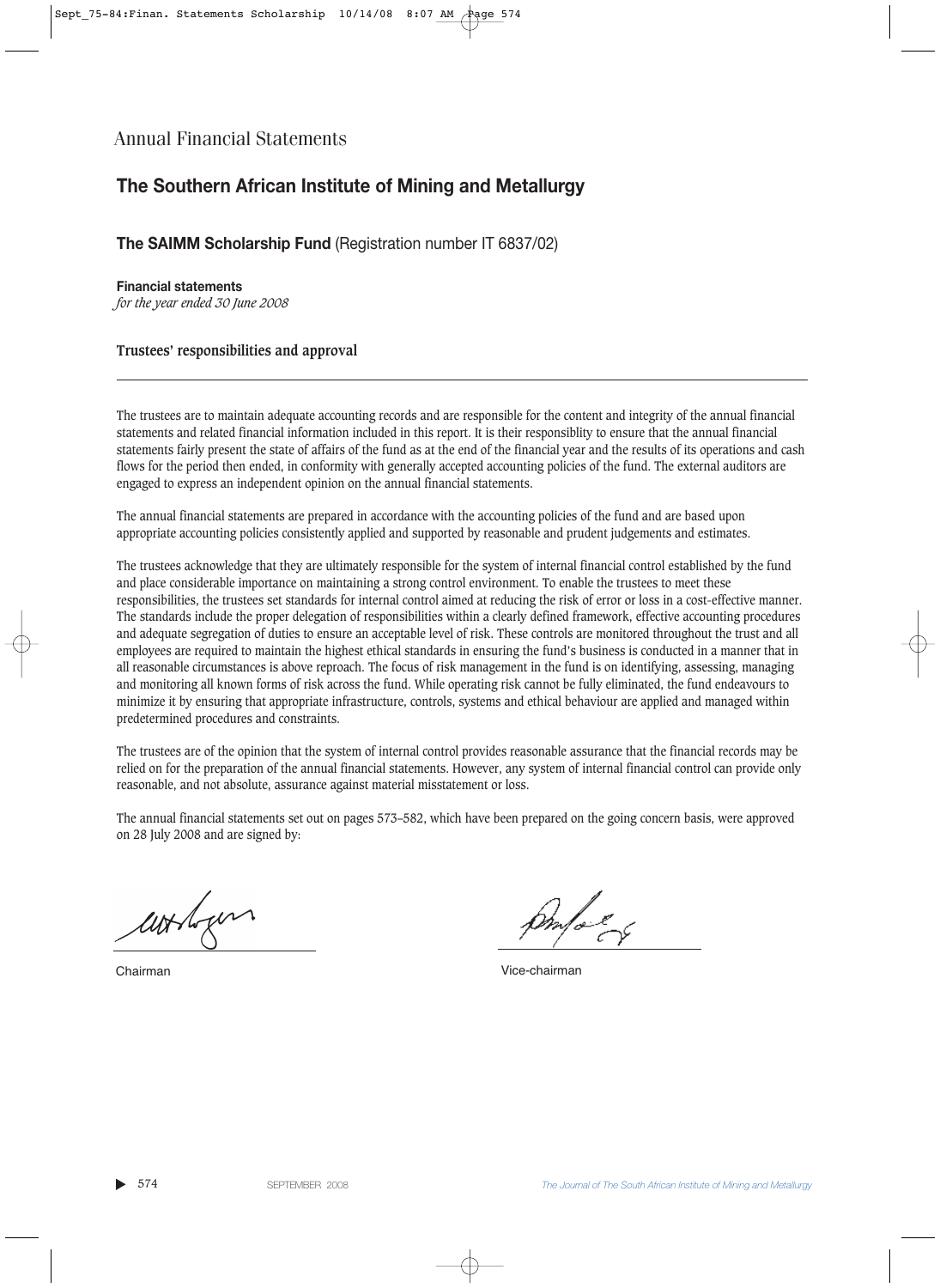# Annual Financial Statements

## The Southern African Institute of Mining and Metallurgy

### **The SAIMM Scholarship Fund** (Registration number IT 6837/02)

**Financial statements**
*for the year ended 30 June 2008*

**Trustees' responsibilities and approval**

---

The trustees are to maintain adequate accounting records and are responsible for the content and integrity of the annual financial statements and related financial information included in this report. It is their responsiblity to ensure that the annual financial statements fairly present the state of affairs of the fund as at the end of the financial year and the results of its operations and cash flows for the period then ended, in conformity with generally accepted accounting policies of the fund. The external auditors are engaged to express an independent opinion on the annual financial statements.

The annual financial statements are prepared in accordance with the accounting policies of the fund and are based upon appropriate accounting policies consistently applied and supported by reasonable and prudent judgements and estimates.

The trustees acknowledge that they are ultimately responsible for the system of internal financial control established by the fund and place considerable importance on maintaining a strong control environment. To enable the trustees to meet these responsibilities, the trustees set standards for internal control aimed at reducing the risk of error or loss in a cost-effective manner. The standards include the proper delegation of responsibilities within a clearly defined framework, effective accounting procedures and adequate segregation of duties to ensure an acceptable level of risk. These controls are monitored throughout the trust and all employees are required to maintain the highest ethical standards in ensuring the fund's business is conducted in a manner that in all reasonable circumstances is above reproach. The focus of risk management in the fund is on identifying, assessing, managing and monitoring all known forms of risk across the fund. While operating risk cannot be fully eliminated, the fund endeavours to minimize it by ensuring that appropriate infrastructure, controls, systems and ethical behaviour are applied and managed within predetermined procedures and constraints.

The trustees are of the opinion that the system of internal control provides reasonable assurance that the financial records may be relied on for the preparation of the annual financial statements. However, any system of internal financial control can provide only reasonable, and not absolute, assurance against material misstatement or loss.

The annual financial statements set out on pages 573–582, which have been prepared on the going concern basis, were approved on 28 July 2008 and are signed by:

Chairman

Vice-chairman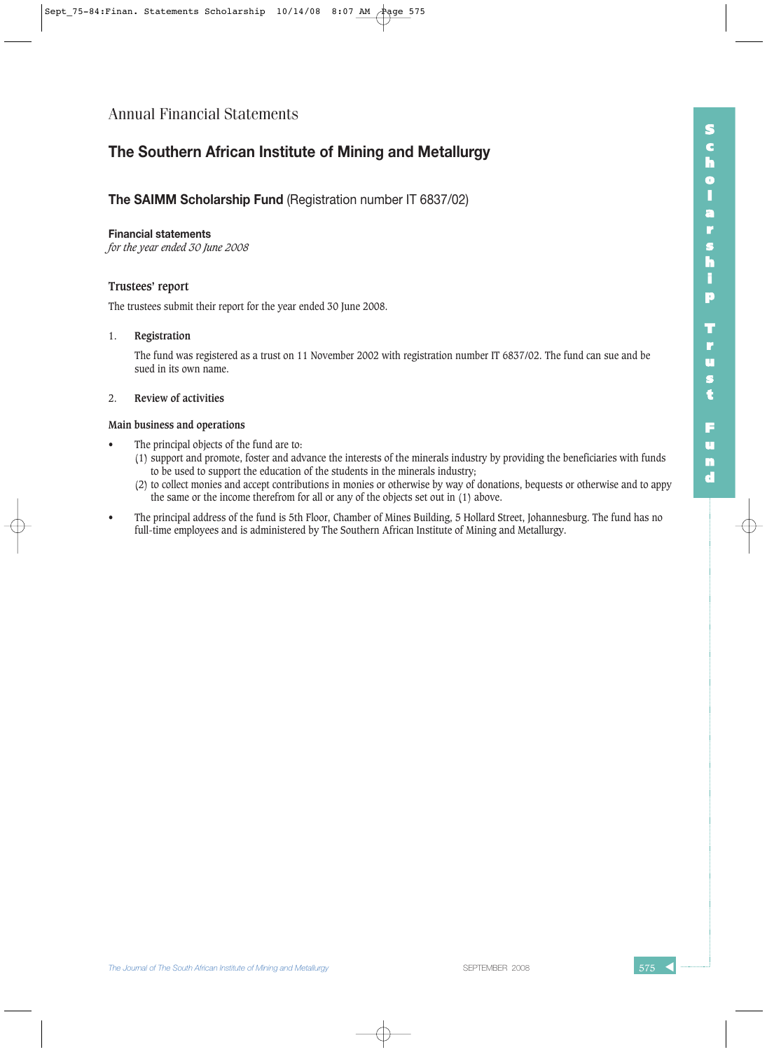Annual Financial Statements

# The Southern African Institute of Mining and Metallurgy

## **The SAIMM Scholarship Fund** (Registration number IT 6837/02)

**Financial statements**
*for the year ended 30 June 2008*

### Trustees' report

The trustees submit their report for the year ended 30 June 2008.

1. **Registration**

   The fund was registered as a trust on 11 November 2002 with registration number IT 6837/02. The fund can sue and be sued in its own name.

2. **Review of activities**

**Main business and operations**

- The principal objects of the fund are to:
  (1) support and promote, foster and advance the interests of the minerals industry by providing the beneficiaries with funds to be used to support the education of the students in the minerals industry;
  (2) to collect monies and accept contributions in monies or otherwise by way of donations, bequests or otherwise and to appy the same or the income therefrom for all or any of the objects set out in (1) above.
- The principal address of the fund is 5th Floor, Chamber of Mines Building, 5 Hollard Street, Johannesburg. The fund has no full-time employees and is administered by The Southern African Institute of Mining and Metallurgy.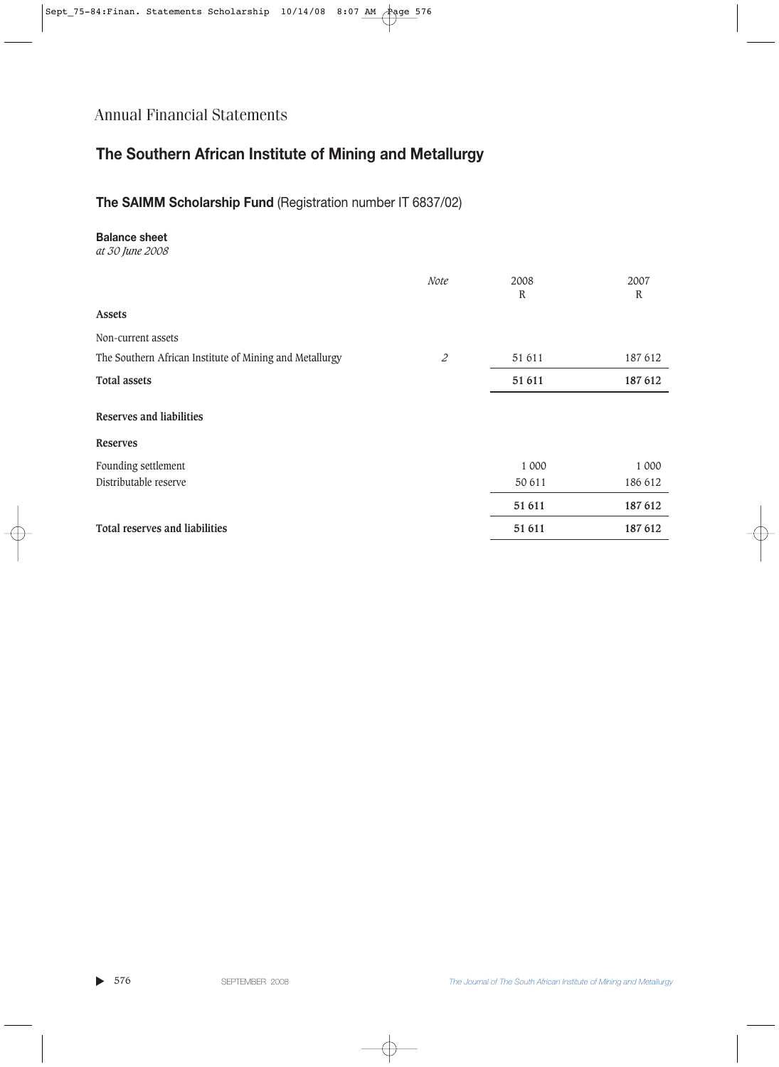Annual Financial Statements

# The Southern African Institute of Mining and Metallurgy

## The SAIMM Scholarship Fund (Registration number IT 6837/02)

**Balance sheet**
*at 30 June 2008*

| | *Note* | 2008 R | 2007 R |
|---|---|---|---|
| **Assets** | | | |
| Non-current assets | | | |
| The Southern African Institute of Mining and Metallurgy | *2* | 51 611 | 187 612 |
| **Total assets** | | **51 611** | **187 612** |
| **Reserves and liabilities** | | | |
| **Reserves** | | | |
| Founding settlement | | 1 000 | 1 000 |
| Distributable reserve | | 50 611 | 186 612 |
| | | **51 611** | **187 612** |
| **Total reserves and liabilities** | | **51 611** | **187 612** |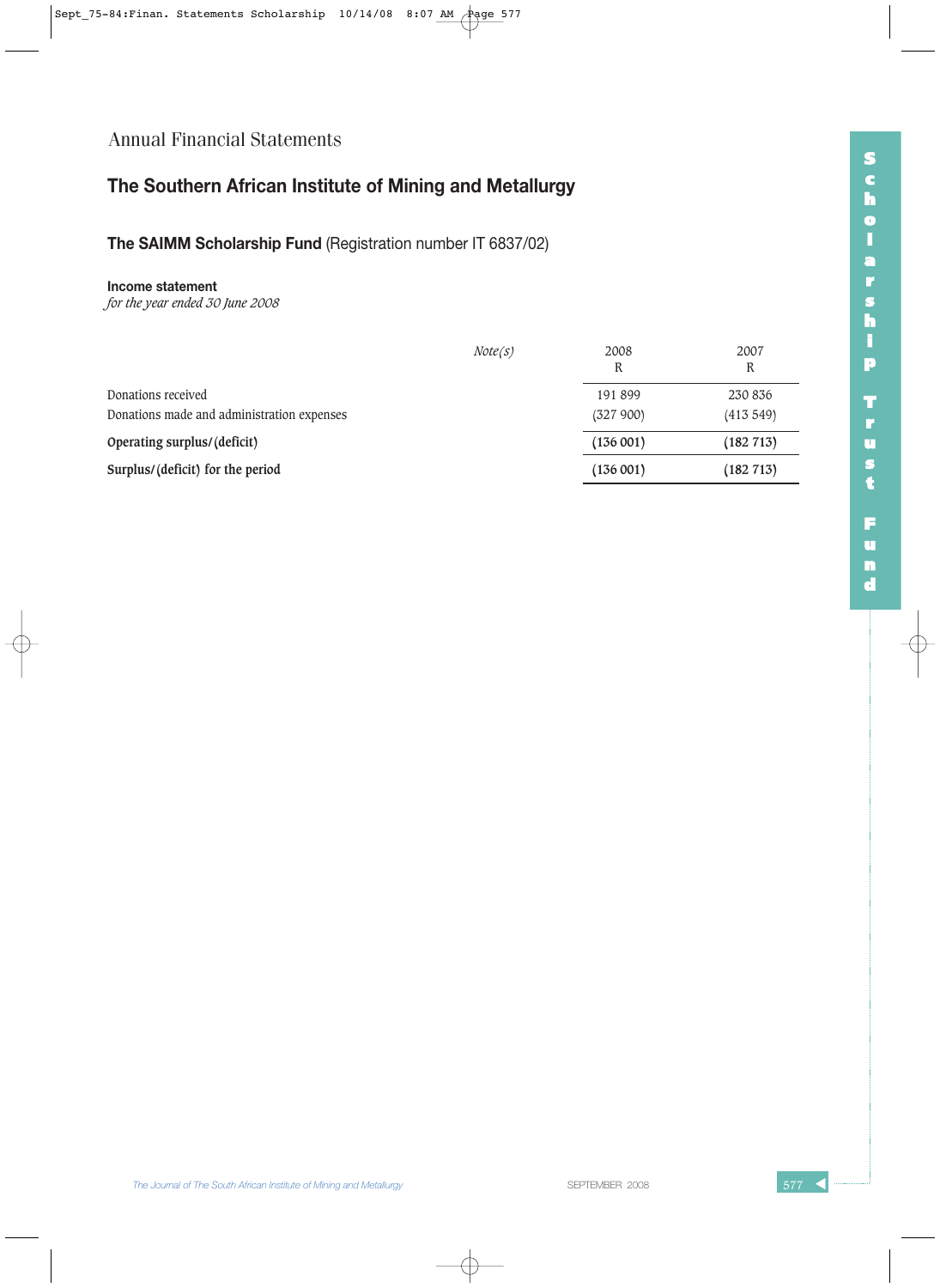Annual Financial Statements

## The Southern African Institute of Mining and Metallurgy

### **The SAIMM Scholarship Fund** (Registration number IT 6837/02)

**Income statement**
*for the year ended 30 June 2008*

| | *Note(s)* | 2008<br>R | 2007<br>R |
|---|---|---|---|
| Donations received | | 191 899 | 230 836 |
| Donations made and administration expenses | | (327 900) | (413 549) |
| **Operating surplus/(deficit)** | | **(136 001)** | **(182 713)** |
| **Surplus/(deficit) for the period** | | **(136 001)** | **(182 713)** |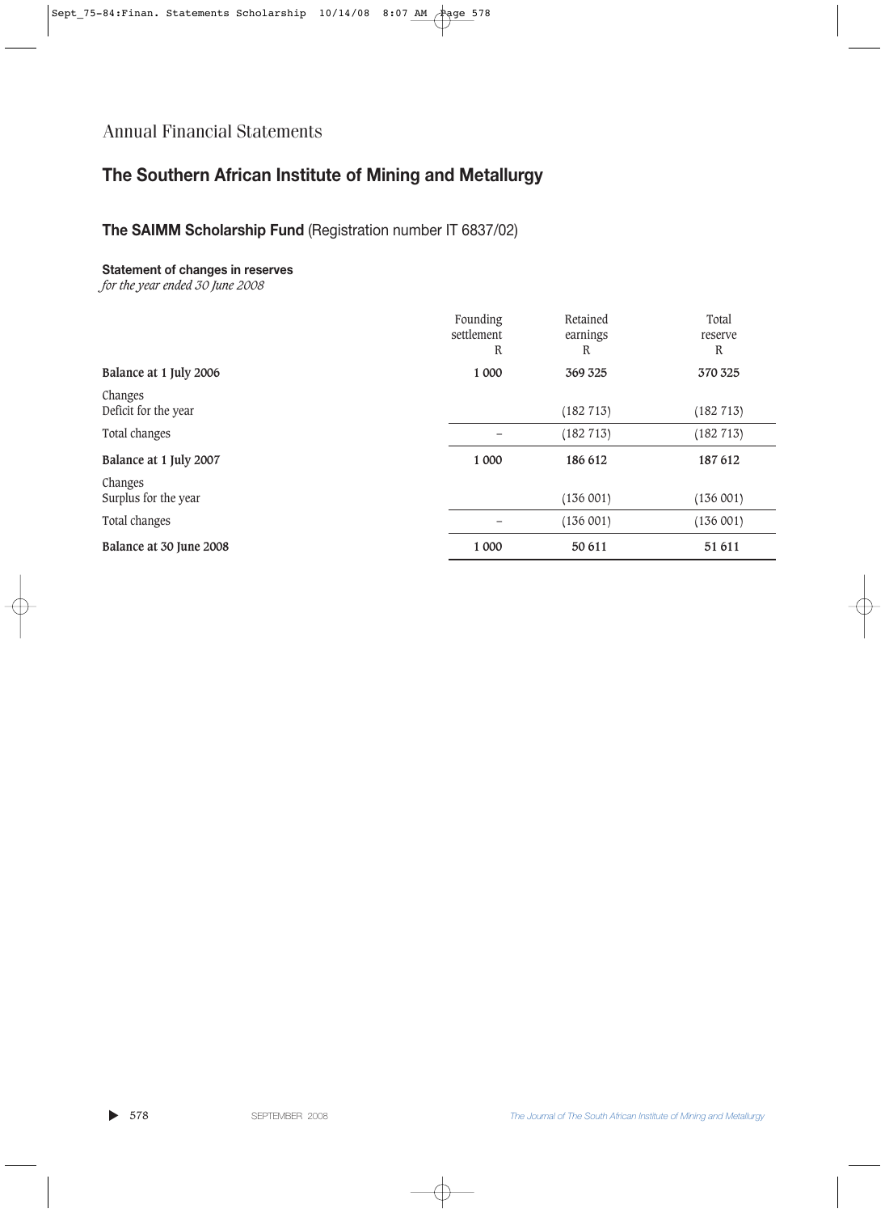# Annual Financial Statements

## The Southern African Institute of Mining and Metallurgy

### **The SAIMM Scholarship Fund** (Registration number IT 6837/02)

**Statement of changes in reserves**
*for the year ended 30 June 2008*

| | Founding settlement R | Retained earnings R | Total reserve R |
|---|---|---|---|
| **Balance at 1 July 2006** | **1 000** | **369 325** | **370 325** |
| Changes | | | |
| Deficit for the year | | (182 713) | (182 713) |
| Total changes | – | (182 713) | (182 713) |
| **Balance at 1 July 2007** | **1 000** | **186 612** | **187 612** |
| Changes | | | |
| Surplus for the year | | (136 001) | (136 001) |
| Total changes | – | (136 001) | (136 001) |
| **Balance at 30 June 2008** | **1 000** | **50 611** | **51 611** |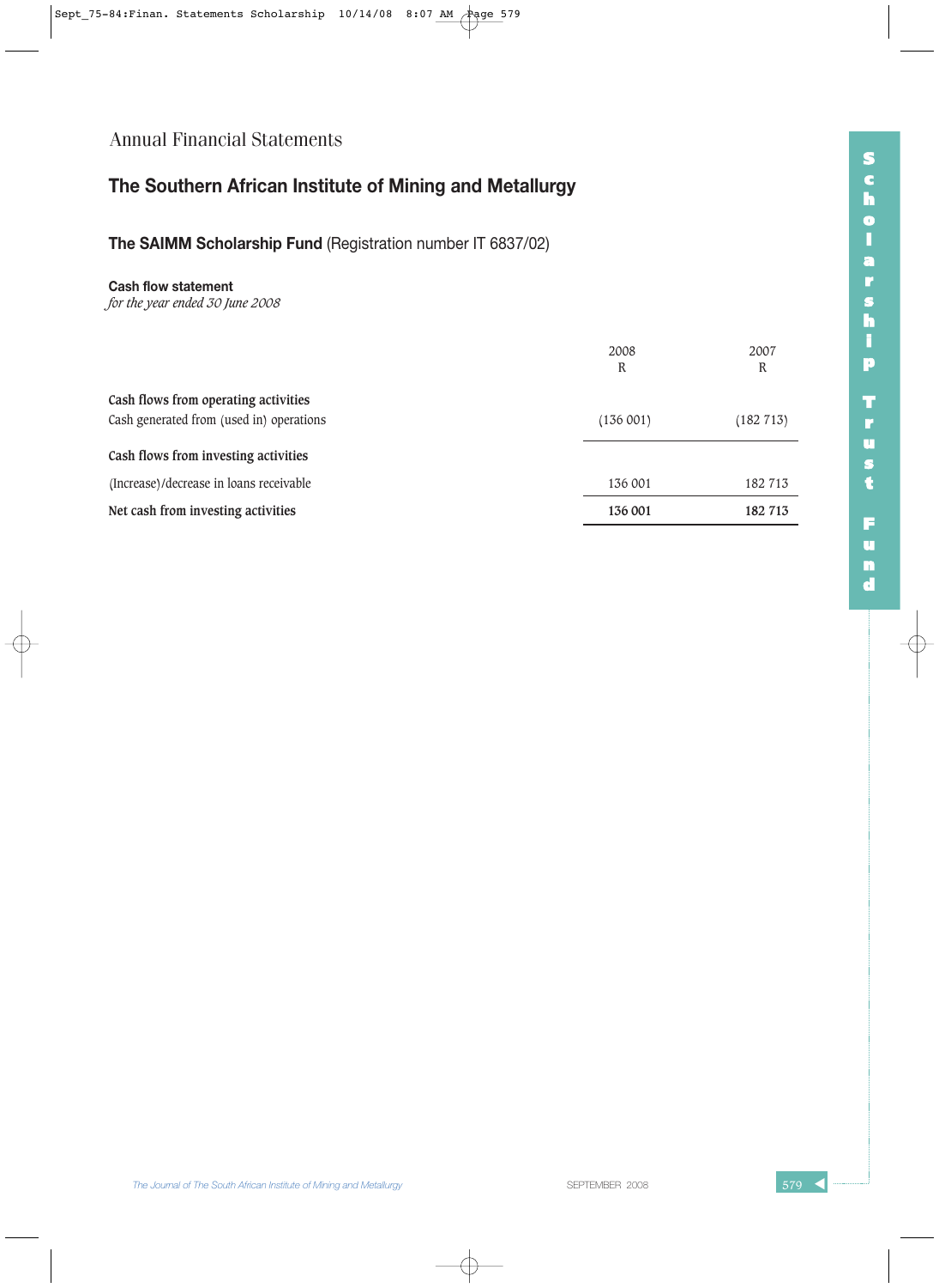Annual Financial Statements

# The Southern African Institute of Mining and Metallurgy

## **The SAIMM Scholarship Fund** (Registration number IT 6837/02)

**Cash flow statement**
*for the year ended 30 June 2008*

| | 2008<br>R | 2007<br>R |
|---|---|---|
| **Cash flows from operating activities** | | |
| Cash generated from (used in) operations | (136 001) | (182 713) |
| **Cash flows from investing activities** | | |
| (Increase)/decrease in loans receivable | 136 001 | 182 713 |
| **Net cash from investing activities** | **136 001** | **182 713** |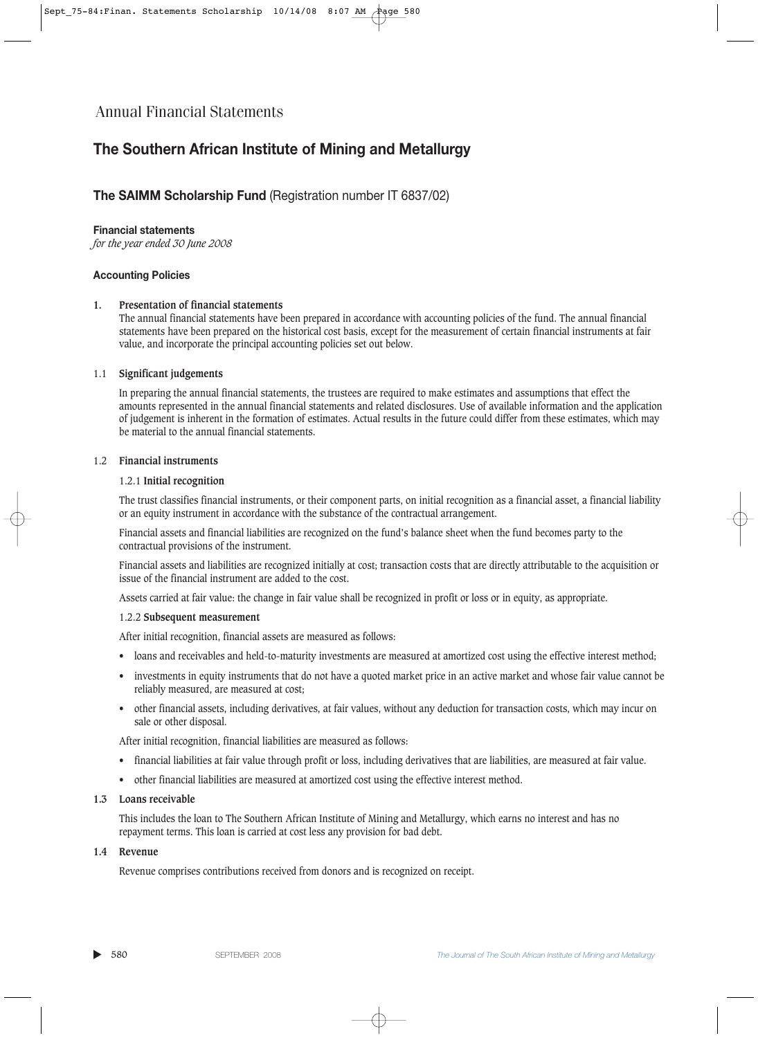# Annual Financial Statements

## The Southern African Institute of Mining and Metallurgy

### The SAIMM Scholarship Fund (Registration number IT 6837/02)

**Financial statements**
*for the year ended 30 June 2008*

**Accounting Policies**

**1. Presentation of financial statements**

The annual financial statements have been prepared in accordance with accounting policies of the fund. The annual financial statements have been prepared on the historical cost basis, except for the measurement of certain financial instruments at fair value, and incorporate the principal accounting policies set out below.

**1.1 Significant judgements**

In preparing the annual financial statements, the trustees are required to make estimates and assumptions that effect the amounts represented in the annual financial statements and related disclosures. Use of available information and the application of judgement is inherent in the formation of estimates. Actual results in the future could differ from these estimates, which may be material to the annual financial statements.

**1.2 Financial instruments**

1.2.1 **Initial recognition**

The trust classifies financial instruments, or their component parts, on initial recognition as a financial asset, a financial liability or an equity instrument in accordance with the substance of the contractual arrangement.

Financial assets and financial liabilities are recognized on the fund's balance sheet when the fund becomes party to the contractual provisions of the instrument.

Financial assets and liabilities are recognized initially at cost; transaction costs that are directly attributable to the acquisition or issue of the financial instrument are added to the cost.

Assets carried at fair value: the change in fair value shall be recognized in profit or loss or in equity, as appropriate.

1.2.2 **Subsequent measurement**

After initial recognition, financial assets are measured as follows:

- loans and receivables and held-to-maturity investments are measured at amortized cost using the effective interest method;
- investments in equity instruments that do not have a quoted market price in an active market and whose fair value cannot be reliably measured, are measured at cost;
- other financial assets, including derivatives, at fair values, without any deduction for transaction costs, which may incur on sale or other disposal.

After initial recognition, financial liabilities are measured as follows:

- financial liabilities at fair value through profit or loss, including derivatives that are liabilities, are measured at fair value.
- other financial liabilities are measured at amortized cost using the effective interest method.

**1.3 Loans receivable**

This includes the loan to The Southern African Institute of Mining and Metallurgy, which earns no interest and has no repayment terms. This loan is carried at cost less any provision for bad debt.

**1.4 Revenue**

Revenue comprises contributions received from donors and is recognized on receipt.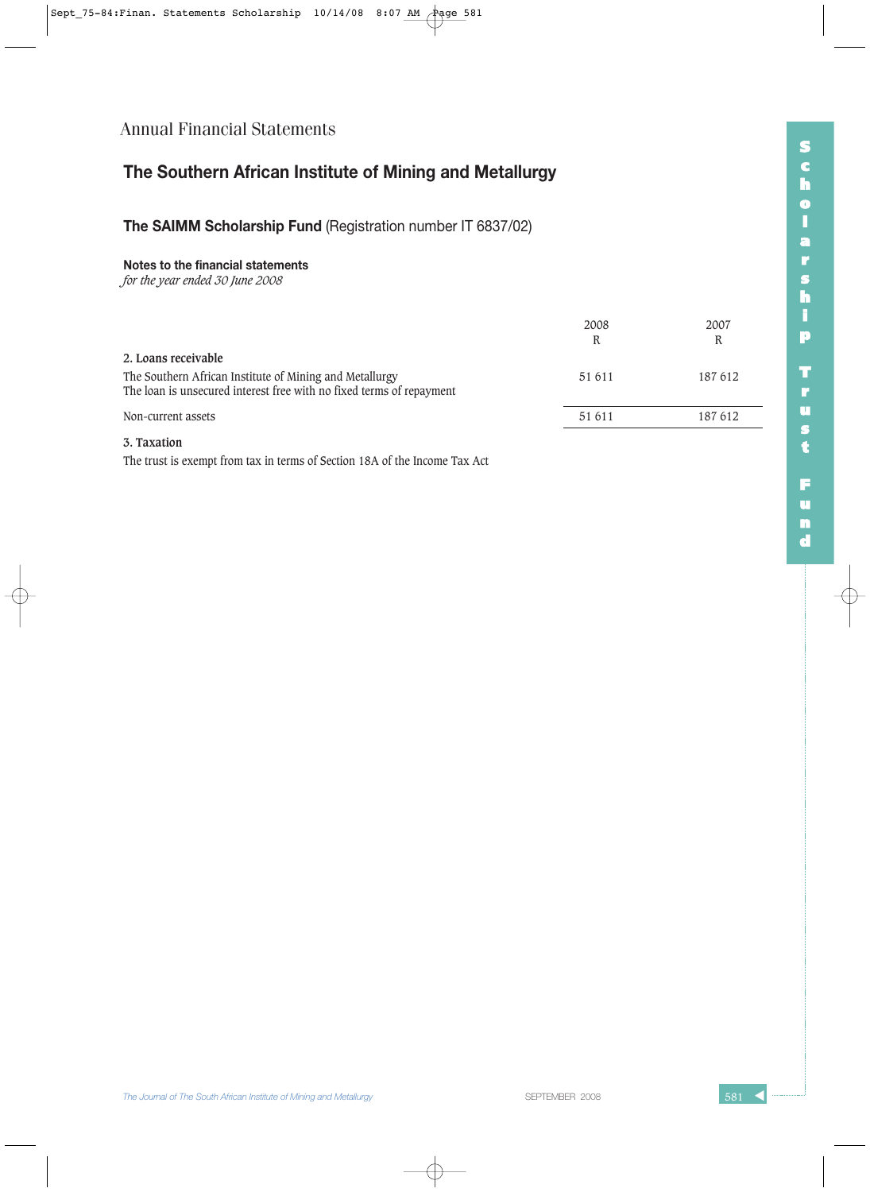# Annual Financial Statements

## The Southern African Institute of Mining and Metallurgy

### The SAIMM Scholarship Fund (Registration number IT 6837/02)

**Notes to the financial statements**
*for the year ended 30 June 2008*

| | 2008<br>R | 2007<br>R |
|---|---|---|
| **2. Loans receivable** | | |
| The Southern African Institute of Mining and Metallurgy<br>The loan is unsecured interest free with no fixed terms of repayment | 51 611 | 187 612 |
| Non-current assets | 51 611 | 187 612 |

**3. Taxation**

The trust is exempt from tax in terms of Section 18A of the Income Tax Act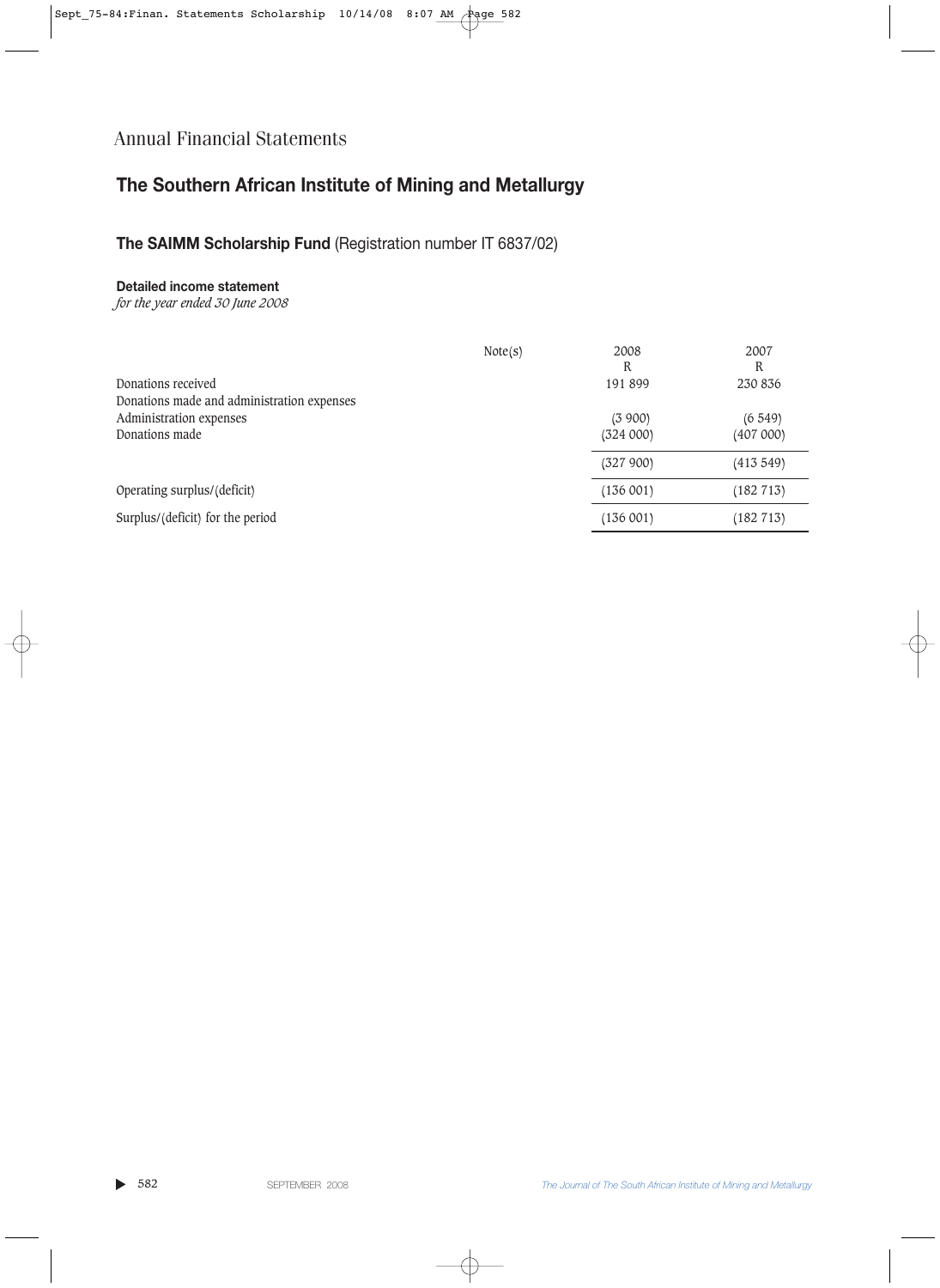# Annual Financial Statements

## The Southern African Institute of Mining and Metallurgy

### **The SAIMM Scholarship Fund** (Registration number IT 6837/02)

**Detailed income statement**
*for the year ended 30 June 2008*

| | Note(s) | 2008<br>R | 2007<br>R |
|---|---|---|---|
| Donations received | | 191 899 | 230 836 |
| Donations made and administration expenses | | | |
| Administration expenses | | (3 900) | (6 549) |
| Donations made | | (324 000) | (407 000) |
| | | (327 900) | (413 549) |
| Operating surplus/(deficit) | | (136 001) | (182 713) |
| Surplus/(deficit) for the period | | (136 001) | (182 713) |